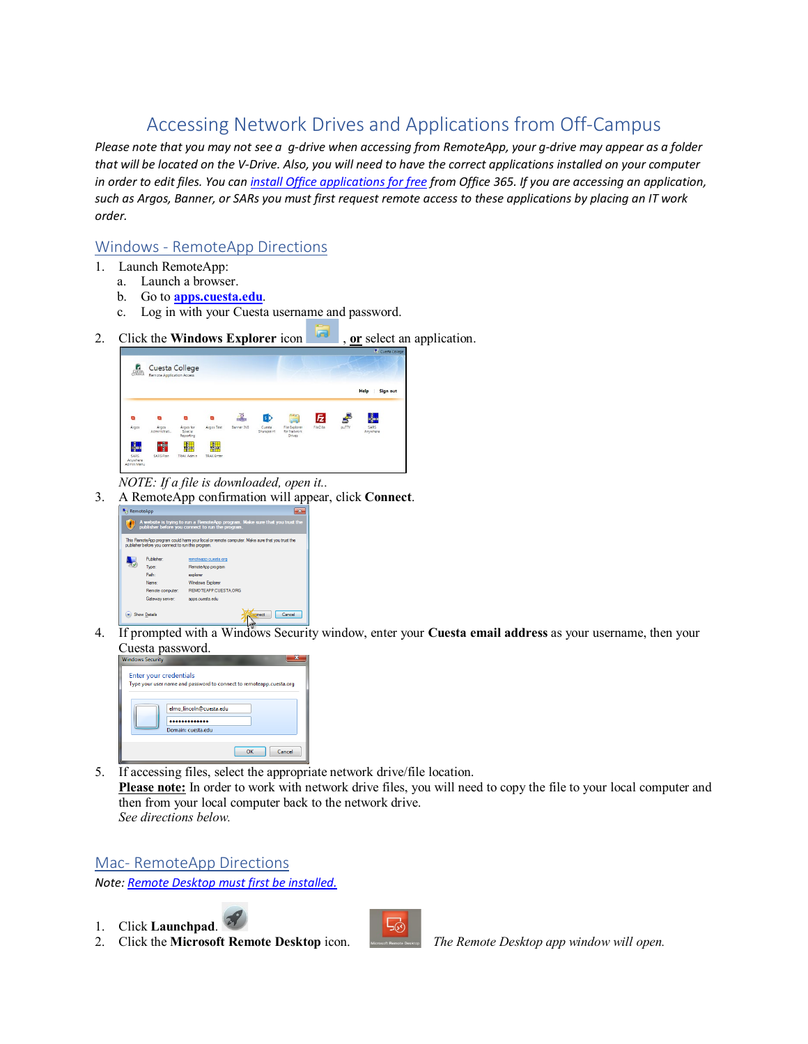# Accessing Network Drives and Applications from Off-Campus

*Please note that you may not see a g-drive when accessing from RemoteApp, your g-drive may appear as a folder that will be located on the V-Drive. Also, you will need to have the correct applications installed on your computer in order to edit files. You can [install Office applications for free](#) from Office 365. If you are accessing an application, such as Argos, Banner, or SARs you must first request remote access to these applications by placing an IT work order.*

## Windows - RemoteApp Directions

1. Launch RemoteApp:
   a. Launch a browser.
   b. Go to **apps.cuesta.edu**.
   c. Log in with your Cuesta username and password.

2. Click the **Windows Explorer** icon , **or** select an application.

   *NOTE: If a file is downloaded, open it..*

3. A RemoteApp confirmation will appear, click **Connect**.

4. If prompted with a Windows Security window, enter your **Cuesta email address** as your username, then your Cuesta password.

5. If accessing files, select the appropriate network drive/file location.
   **Please note:** In order to work with network drive files, you will need to copy the file to your local computer and then from your local computer back to the network drive.
   *See directions below.*

## Mac- RemoteApp Directions

*Note: [Remote Desktop must first be installed.](#)*

1. Click **Launchpad**.
2. Click the **Microsoft Remote Desktop** icon. *The Remote Desktop app window will open.*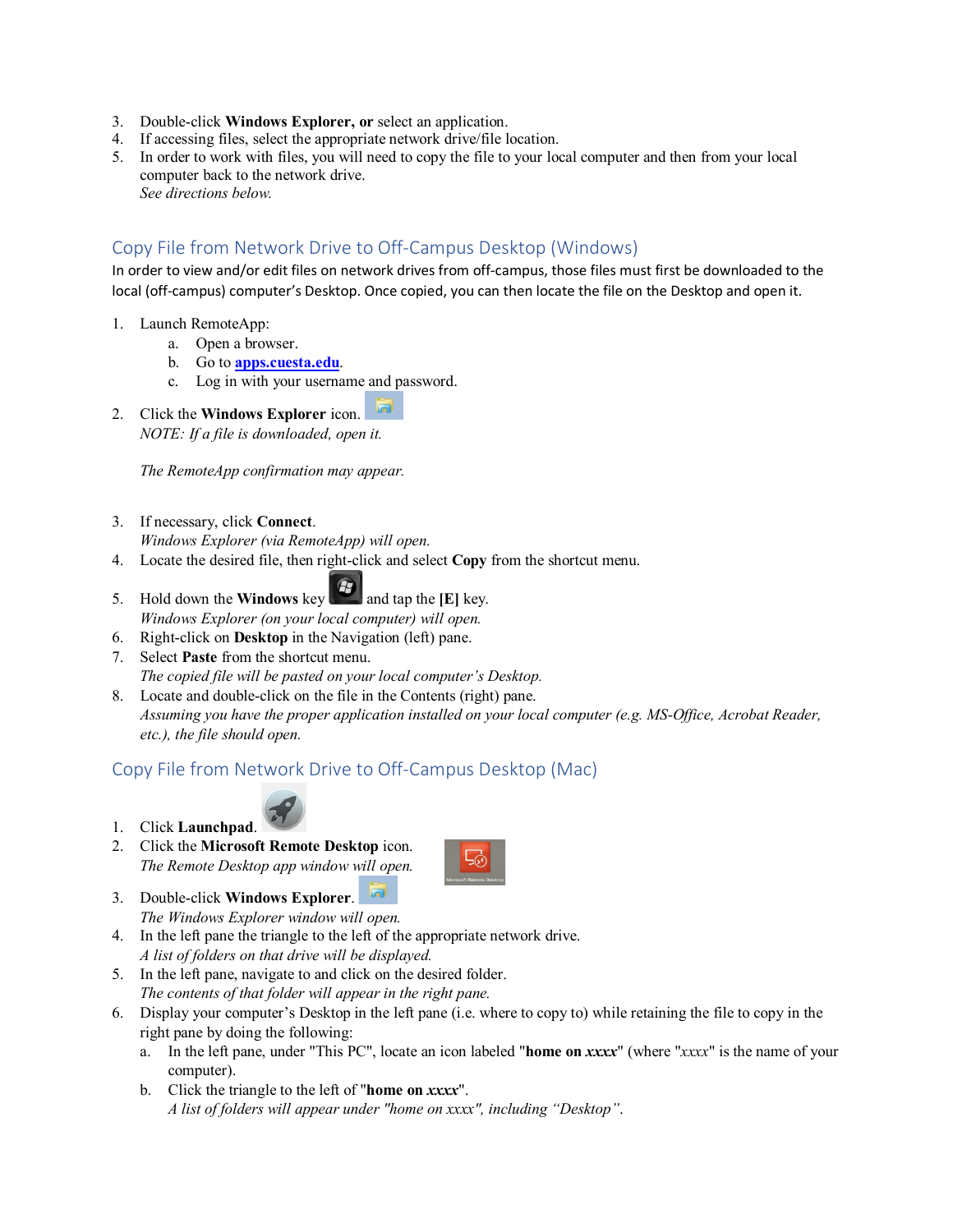3. Double-click **Windows Explorer, or** select an application.
4. If accessing files, select the appropriate network drive/file location.
5. In order to work with files, you will need to copy the file to your local computer and then from your local computer back to the network drive.
   *See directions below.*

## Copy File from Network Drive to Off-Campus Desktop (Windows)

In order to view and/or edit files on network drives from off-campus, those files must first be downloaded to the local (off-campus) computer's Desktop. Once copied, you can then locate the file on the Desktop and open it.

1. Launch RemoteApp:
   a. Open a browser.
   b. Go to [apps.cuesta.edu](apps.cuesta.edu).
   c. Log in with your username and password.
2. Click the **Windows Explorer** icon.
   *NOTE: If a file is downloaded, open it.*

   *The RemoteApp confirmation may appear.*
3. If necessary, click **Connect**.
   *Windows Explorer (via RemoteApp) will open.*
4. Locate the desired file, then right-click and select **Copy** from the shortcut menu.
5. Hold down the **Windows** key and tap the **[E]** key.
   *Windows Explorer (on your local computer) will open.*
6. Right-click on **Desktop** in the Navigation (left) pane.
7. Select **Paste** from the shortcut menu.
   *The copied file will be pasted on your local computer's Desktop.*
8. Locate and double-click on the file in the Contents (right) pane.
   *Assuming you have the proper application installed on your local computer (e.g. MS-Office, Acrobat Reader, etc.), the file should open.*

## Copy File from Network Drive to Off-Campus Desktop (Mac)

1. Click **Launchpad**.
2. Click the **Microsoft Remote Desktop** icon.
   *The Remote Desktop app window will open.*
3. Double-click **Windows Explorer**.
   *The Windows Explorer window will open.*
4. In the left pane the triangle to the left of the appropriate network drive.
   *A list of folders on that drive will be displayed.*
5. In the left pane, navigate to and click on the desired folder.
   *The contents of that folder will appear in the right pane.*
6. Display your computer's Desktop in the left pane (i.e. where to copy to) while retaining the file to copy in the right pane by doing the following:
   a. In the left pane, under "This PC", locate an icon labeled "**home on *xxxx***" (where "*xxxx*" is the name of your computer).
   b. Click the triangle to the left of "**home on *xxxx***".
      *A list of folders will appear under "home on xxxx", including "Desktop".*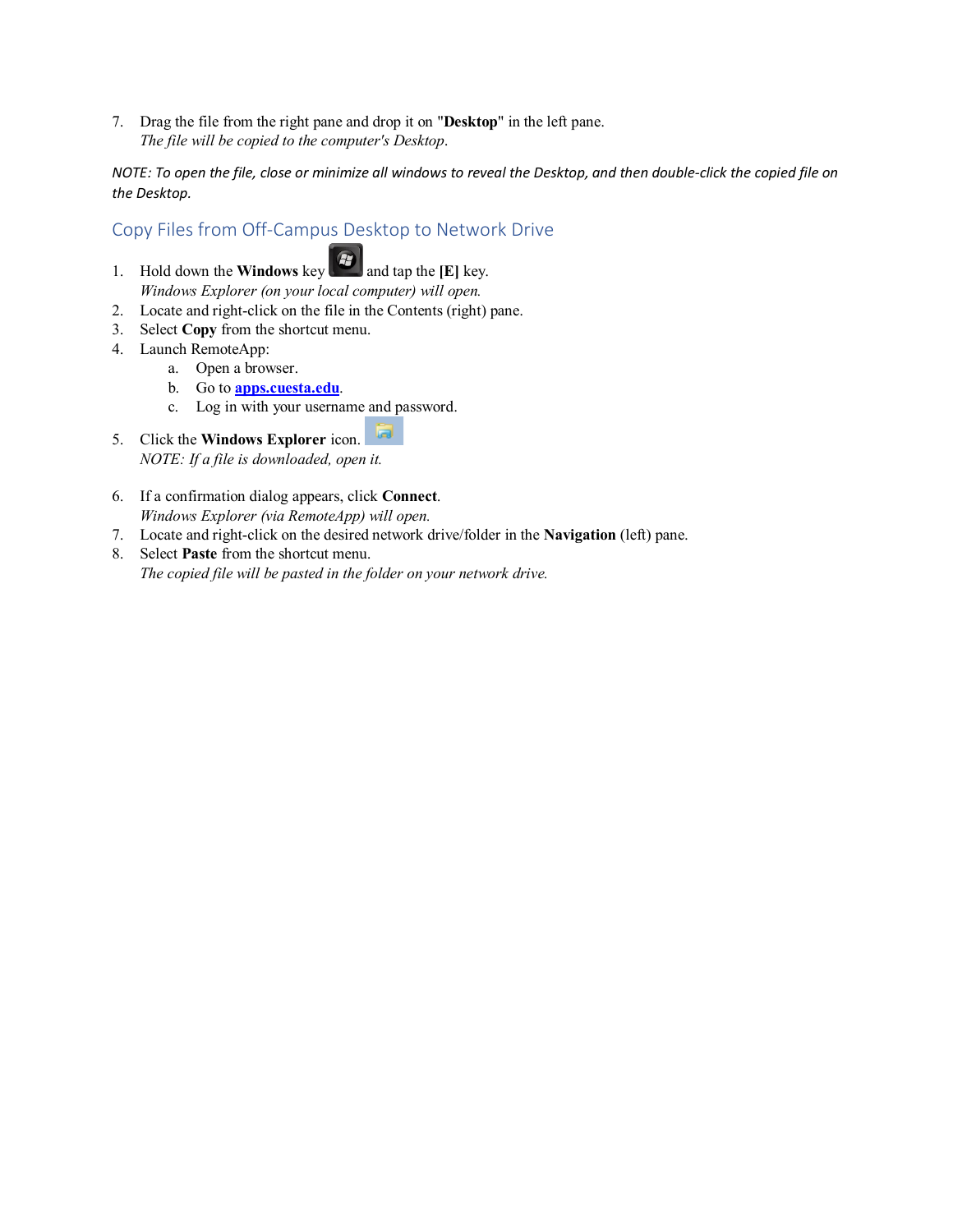7. Drag the file from the right pane and drop it on "**Desktop**" in the left pane.
   *The file will be copied to the computer's Desktop.*

*NOTE: To open the file, close or minimize all windows to reveal the Desktop, and then double-click the copied file on the Desktop.*

## Copy Files from Off-Campus Desktop to Network Drive

1. Hold down the **Windows** key and tap the **[E]** key.
   *Windows Explorer (on your local computer) will open.*
2. Locate and right-click on the file in the Contents (right) pane.
3. Select **Copy** from the shortcut menu.
4. Launch RemoteApp:
   a. Open a browser.
   b. Go to **apps.cuesta.edu**.
   c. Log in with your username and password.
5. Click the **Windows Explorer** icon.
   *NOTE: If a file is downloaded, open it.*
6. If a confirmation dialog appears, click **Connect**.
   *Windows Explorer (via RemoteApp) will open.*
7. Locate and right-click on the desired network drive/folder in the **Navigation** (left) pane.
8. Select **Paste** from the shortcut menu.
   *The copied file will be pasted in the folder on your network drive.*